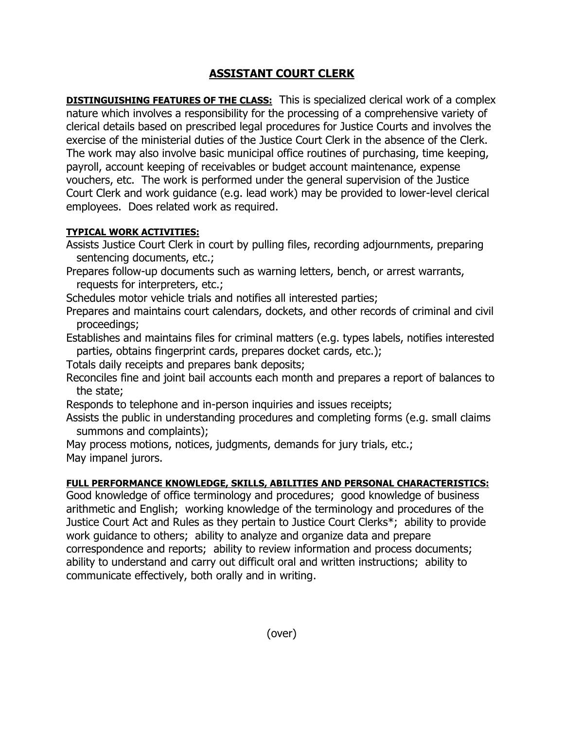# ASSISTANT COURT CLERK

**DISTINGUISHING FEATURES OF THE CLASS:** This is specialized clerical work of a complex nature which involves a responsibility for the processing of a comprehensive variety of clerical details based on prescribed legal procedures for Justice Courts and involves the exercise of the ministerial duties of the Justice Court Clerk in the absence of the Clerk. The work may also involve basic municipal office routines of purchasing, time keeping, payroll, account keeping of receivables or budget account maintenance, expense vouchers, etc. The work is performed under the general supervision of the Justice Court Clerk and work guidance (e.g. lead work) may be provided to lower-level clerical employees. Does related work as required.

**TYPICAL WORK ACTIVITIES:**

Assists Justice Court Clerk in court by pulling files, recording adjournments, preparing sentencing documents, etc.;

Prepares follow-up documents such as warning letters, bench, or arrest warrants, requests for interpreters, etc.;

Schedules motor vehicle trials and notifies all interested parties;

Prepares and maintains court calendars, dockets, and other records of criminal and civil proceedings;

Establishes and maintains files for criminal matters (e.g. types labels, notifies interested parties, obtains fingerprint cards, prepares docket cards, etc.);

Totals daily receipts and prepares bank deposits;

Reconciles fine and joint bail accounts each month and prepares a report of balances to the state;

Responds to telephone and in-person inquiries and issues receipts;

Assists the public in understanding procedures and completing forms (e.g. small claims summons and complaints);

May process motions, notices, judgments, demands for jury trials, etc.;

May impanel jurors.

**FULL PERFORMANCE KNOWLEDGE, SKILLS, ABILITIES AND PERSONAL CHARACTERISTICS:**

Good knowledge of office terminology and procedures; good knowledge of business arithmetic and English; working knowledge of the terminology and procedures of the Justice Court Act and Rules as they pertain to Justice Court Clerks*; ability to provide work guidance to others; ability to analyze and organize data and prepare correspondence and reports; ability to review information and process documents; ability to understand and carry out difficult oral and written instructions; ability to communicate effectively, both orally and in writing.

(over)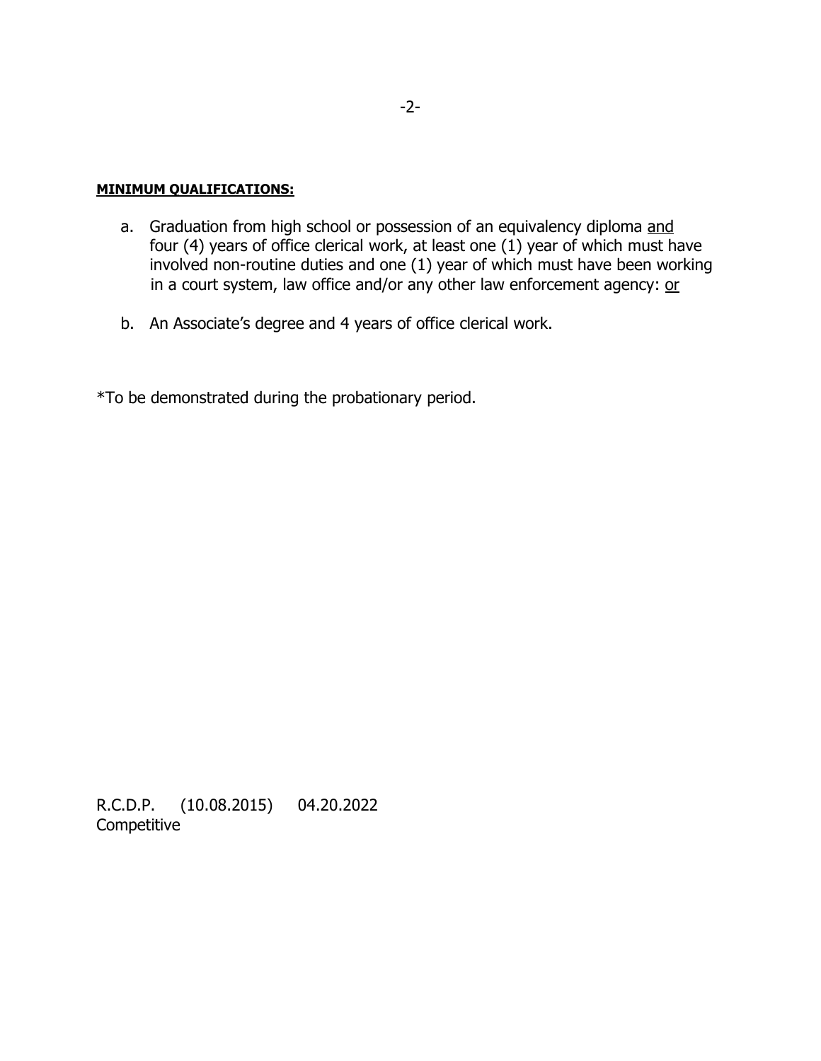**MINIMUM QUALIFICATIONS:**

a. Graduation from high school or possession of an equivalency diploma and four (4) years of office clerical work, at least one (1) year of which must have involved non-routine duties and one (1) year of which must have been working in a court system, law office and/or any other law enforcement agency: or

b. An Associate's degree and 4 years of office clerical work.

*To be demonstrated during the probationary period.

R.C.D.P. (10.08.2015) 04.20.2022
Competitive